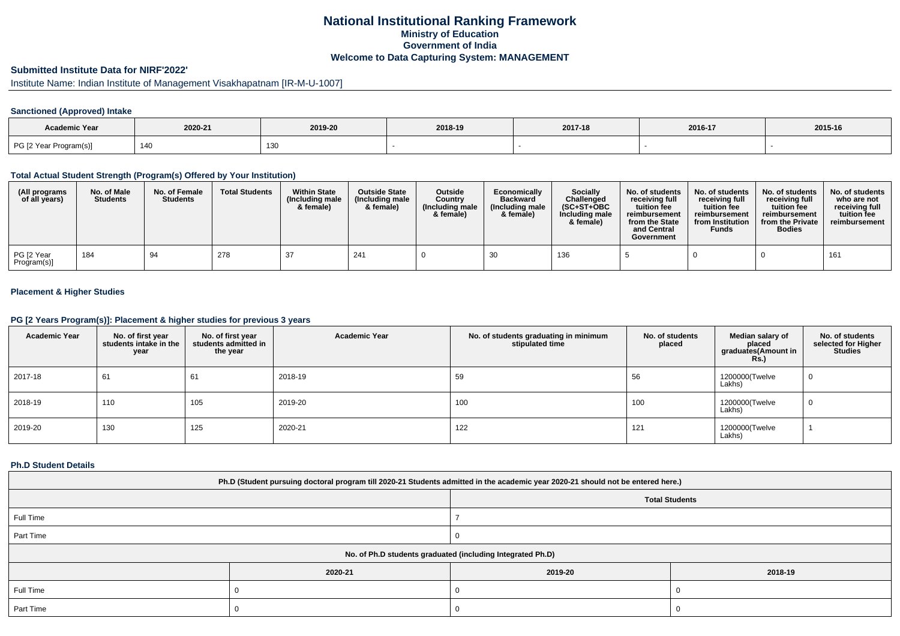# National Institutional Ranking Framework

### Ministry of Education
### Government of India
### Welcome to Data Capturing System: MANAGEMENT

## Submitted Institute Data for NIRF'2022'

Institute Name: Indian Institute of Management Visakhapatnam [IR-M-U-1007]

### Sanctioned (Approved) Intake

| Academic Year | 2020-21 | 2019-20 | 2018-19 | 2017-18 | 2016-17 | 2015-16 |
|---|---|---|---|---|---|---|
| PG [2 Year Program(s)] | 140 | 130 | - | - | - | - |

### Total Actual Student Strength (Program(s) Offered by Your Institution)

| (All programs of all years) | No. of Male Students | No. of Female Students | Total Students | Within State (Including male & female) | Outside State (Including male & female) | Outside Country (Including male & female) | Economically Backward (Including male & female) | Socially Challenged (SC+ST+OBC Including male & female) | No. of students receiving full tuition fee reimbursement from the State and Central Government | No. of students receiving full tuition fee reimbursement from Institution Funds | No. of students receiving full tuition fee reimbursement from the Private Bodies | No. of students who are not receiving full tuition fee reimbursement |
|---|---|---|---|---|---|---|---|---|---|---|---|---|
| PG [2 Year Program(s)] | 184 | 94 | 278 | 37 | 241 | 0 | 30 | 136 | 5 | 0 | 0 | 161 |

### Placement & Higher Studies

### PG [2 Years Program(s)]: Placement & higher studies for previous 3 years

| Academic Year | No. of first year students intake in the year | No. of first year students admitted in the year | Academic Year | No. of students graduating in minimum stipulated time | No. of students placed | Median salary of placed graduates(Amount in Rs.) | No. of students selected for Higher Studies |
|---|---|---|---|---|---|---|---|
| 2017-18 | 61 | 61 | 2018-19 | 59 | 56 | 1200000(Twelve Lakhs) | 0 |
| 2018-19 | 110 | 105 | 2019-20 | 100 | 100 | 1200000(Twelve Lakhs) | 0 |
| 2019-20 | 130 | 125 | 2020-21 | 122 | 121 | 1200000(Twelve Lakhs) | 1 |

### Ph.D Student Details

| Ph.D (Student pursuing doctoral program till 2020-21 Students admitted in the academic year 2020-21 should not be entered here.) | |
|---|---|
| | Total Students |
| Full Time | 7 |
| Part Time | 0 |

| No. of Ph.D students graduated (including Integrated Ph.D) | | | |
|---|---|---|---|
| | 2020-21 | 2019-20 | 2018-19 |
| Full Time | 0 | 0 | 0 |
| Part Time | 0 | 0 | 0 |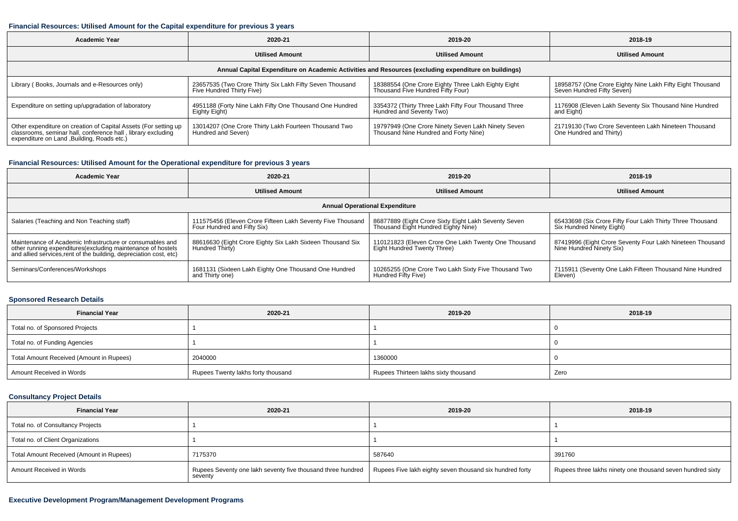#### Financial Resources: Utilised Amount for the Capital expenditure for previous 3 years

| Academic Year | 2020-21 | 2019-20 | 2018-19 |
|---|---|---|---|
| | Utilised Amount | Utilised Amount | Utilised Amount |
| Annual Capital Expenditure on Academic Activities and Resources (excluding expenditure on buildings) | | | |
| Library ( Books, Journals and e-Resources only) | 23657535 (Two Crore Thirty Six Lakh Fifty Seven Thousand Five Hundred Thirty Five) | 18388554 (One Crore Eighty Three Lakh Eighty Eight Thousand Five Hundred Fifty Four) | 18958757 (One Crore Eighty Nine Lakh Fifty Eight Thousand Seven Hundred Fifty Seven) |
| Expenditure on setting up/upgradation of laboratory | 4951188 (Forty Nine Lakh Fifty One Thousand One Hundred Eighty Eight) | 3354372 (Thirty Three Lakh Fifty Four Thousand Three Hundred and Seventy Two) | 1176908 (Eleven Lakh Seventy Six Thousand Nine Hundred and Eight) |
| Other expenditure on creation of Capital Assets (For setting up classrooms, seminar hall, conference hall , library excluding expenditure on Land ,Building, Roads etc.) | 13014207 (One Crore Thirty Lakh Fourteen Thousand Two Hundred and Seven) | 19797949 (One Crore Ninety Seven Lakh Ninety Seven Thousand Nine Hundred and Forty Nine) | 21719130 (Two Crore Seventeen Lakh Nineteen Thousand One Hundred and Thirty) |

#### Financial Resources: Utilised Amount for the Operational expenditure for previous 3 years

| Academic Year | 2020-21 | 2019-20 | 2018-19 |
|---|---|---|---|
| | Utilised Amount | Utilised Amount | Utilised Amount |
| Annual Operational Expenditure | | | |
| Salaries (Teaching and Non Teaching staff) | 111575456 (Eleven Crore Fifteen Lakh Seventy Five Thousand Four Hundred and Fifty Six) | 86877889 (Eight Crore Sixty Eight Lakh Seventy Seven Thousand Eight Hundred Eighty Nine) | 65433698 (Six Crore Fifty Four Lakh Thirty Three Thousand Six Hundred Ninety Eight) |
| Maintenance of Academic Infrastructure or consumables and other running expenditures(excluding maintenance of hostels and allied services,rent of the building, depreciation cost, etc) | 88616630 (Eight Crore Eighty Six Lakh Sixteen Thousand Six Hundred Thirty) | 110121823 (Eleven Crore One Lakh Twenty One Thousand Eight Hundred Twenty Three) | 87419996 (Eight Crore Seventy Four Lakh Nineteen Thousand Nine Hundred Ninety Six) |
| Seminars/Conferences/Workshops | 1681131 (Sixteen Lakh Eighty One Thousand One Hundred and Thirty one) | 10265255 (One Crore Two Lakh Sixty Five Thousand Two Hundred Fifty Five) | 7115911 (Seventy One Lakh Fifteen Thousand Nine Hundred Eleven) |

#### Sponsored Research Details

| Financial Year | 2020-21 | 2019-20 | 2018-19 |
|---|---|---|---|
| Total no. of Sponsored Projects | 1 | 1 | 0 |
| Total no. of Funding Agencies | 1 | 1 | 0 |
| Total Amount Received (Amount in Rupees) | 2040000 | 1360000 | 0 |
| Amount Received in Words | Rupees Twenty lakhs forty thousand | Rupees Thirteen lakhs sixty thousand | Zero |

#### Consultancy Project Details

| Financial Year | 2020-21 | 2019-20 | 2018-19 |
|---|---|---|---|
| Total no. of Consultancy Projects | 1 | 1 | 1 |
| Total no. of Client Organizations | 1 | 1 | 1 |
| Total Amount Received (Amount in Rupees) | 7175370 | 587640 | 391760 |
| Amount Received in Words | Rupees Seventy one lakh seventy five thousand three hundred seventy | Rupees Five lakh eighty seven thousand six hundred forty | Rupees three lakhs ninety one thousand seven hundred sixty |

#### Executive Development Program/Management Development Programs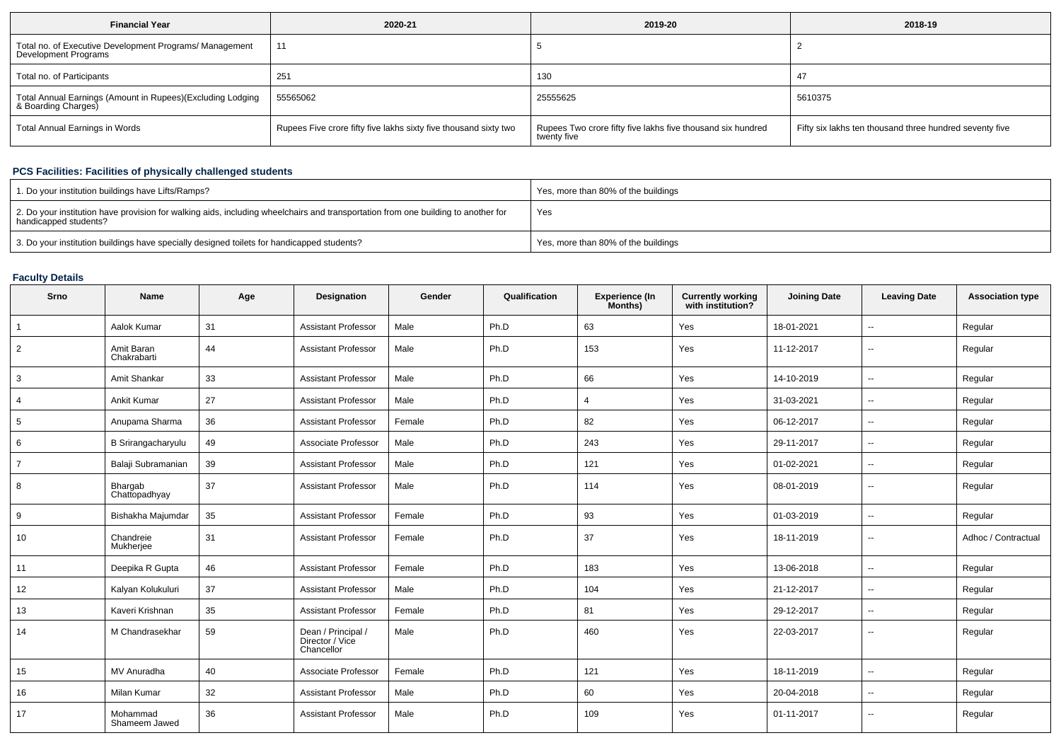| Financial Year | 2020-21 | 2019-20 | 2018-19 |
|---|---|---|---|
| Total no. of Executive Development Programs/ Management Development Programs | 11 | 5 | 2 |
| Total no. of Participants | 251 | 130 | 47 |
| Total Annual Earnings (Amount in Rupees)(Excluding Lodging & Boarding Charges) | 55565062 | 25555625 | 5610375 |
| Total Annual Earnings in Words | Rupees Five crore fifty five lakhs sixty five thousand sixty two | Rupees Two crore fifty five lakhs five thousand six hundred twenty five | Fifty six lakhs ten thousand three hundred seventy five |

## PCS Facilities: Facilities of physically challenged students

| | |
|---|---|
| 1. Do your institution buildings have Lifts/Ramps? | Yes, more than 80% of the buildings |
| 2. Do your institution have provision for walking aids, including wheelchairs and transportation from one building to another for handicapped students? | Yes |
| 3. Do your institution buildings have specially designed toilets for handicapped students? | Yes, more than 80% of the buildings |

## Faculty Details

| Srno | Name | Age | Designation | Gender | Qualification | Experience (In Months) | Currently working with institution? | Joining Date | Leaving Date | Association type |
|---|---|---|---|---|---|---|---|---|---|---|
| 1 | Aalok Kumar | 31 | Assistant Professor | Male | Ph.D | 63 | Yes | 18-01-2021 | -- | Regular |
| 2 | Amit Baran Chakrabarti | 44 | Assistant Professor | Male | Ph.D | 153 | Yes | 11-12-2017 | -- | Regular |
| 3 | Amit Shankar | 33 | Assistant Professor | Male | Ph.D | 66 | Yes | 14-10-2019 | -- | Regular |
| 4 | Ankit Kumar | 27 | Assistant Professor | Male | Ph.D | 4 | Yes | 31-03-2021 | -- | Regular |
| 5 | Anupama Sharma | 36 | Assistant Professor | Female | Ph.D | 82 | Yes | 06-12-2017 | -- | Regular |
| 6 | B Srirangacharyulu | 49 | Associate Professor | Male | Ph.D | 243 | Yes | 29-11-2017 | -- | Regular |
| 7 | Balaji Subramanian | 39 | Assistant Professor | Male | Ph.D | 121 | Yes | 01-02-2021 | -- | Regular |
| 8 | Bhargab Chattopadhyay | 37 | Assistant Professor | Male | Ph.D | 114 | Yes | 08-01-2019 | -- | Regular |
| 9 | Bishakha Majumdar | 35 | Assistant Professor | Female | Ph.D | 93 | Yes | 01-03-2019 | -- | Regular |
| 10 | Chandreie Mukherjee | 31 | Assistant Professor | Female | Ph.D | 37 | Yes | 18-11-2019 | -- | Adhoc / Contractual |
| 11 | Deepika R Gupta | 46 | Assistant Professor | Female | Ph.D | 183 | Yes | 13-06-2018 | -- | Regular |
| 12 | Kalyan Kolukuluri | 37 | Assistant Professor | Male | Ph.D | 104 | Yes | 21-12-2017 | -- | Regular |
| 13 | Kaveri Krishnan | 35 | Assistant Professor | Female | Ph.D | 81 | Yes | 29-12-2017 | -- | Regular |
| 14 | M Chandrasekhar | 59 | Dean / Principal / Director / Vice Chancellor | Male | Ph.D | 460 | Yes | 22-03-2017 | -- | Regular |
| 15 | MV Anuradha | 40 | Associate Professor | Female | Ph.D | 121 | Yes | 18-11-2019 | -- | Regular |
| 16 | Milan Kumar | 32 | Assistant Professor | Male | Ph.D | 60 | Yes | 20-04-2018 | -- | Regular |
| 17 | Mohammad Shameem Jawed | 36 | Assistant Professor | Male | Ph.D | 109 | Yes | 01-11-2017 | -- | Regular |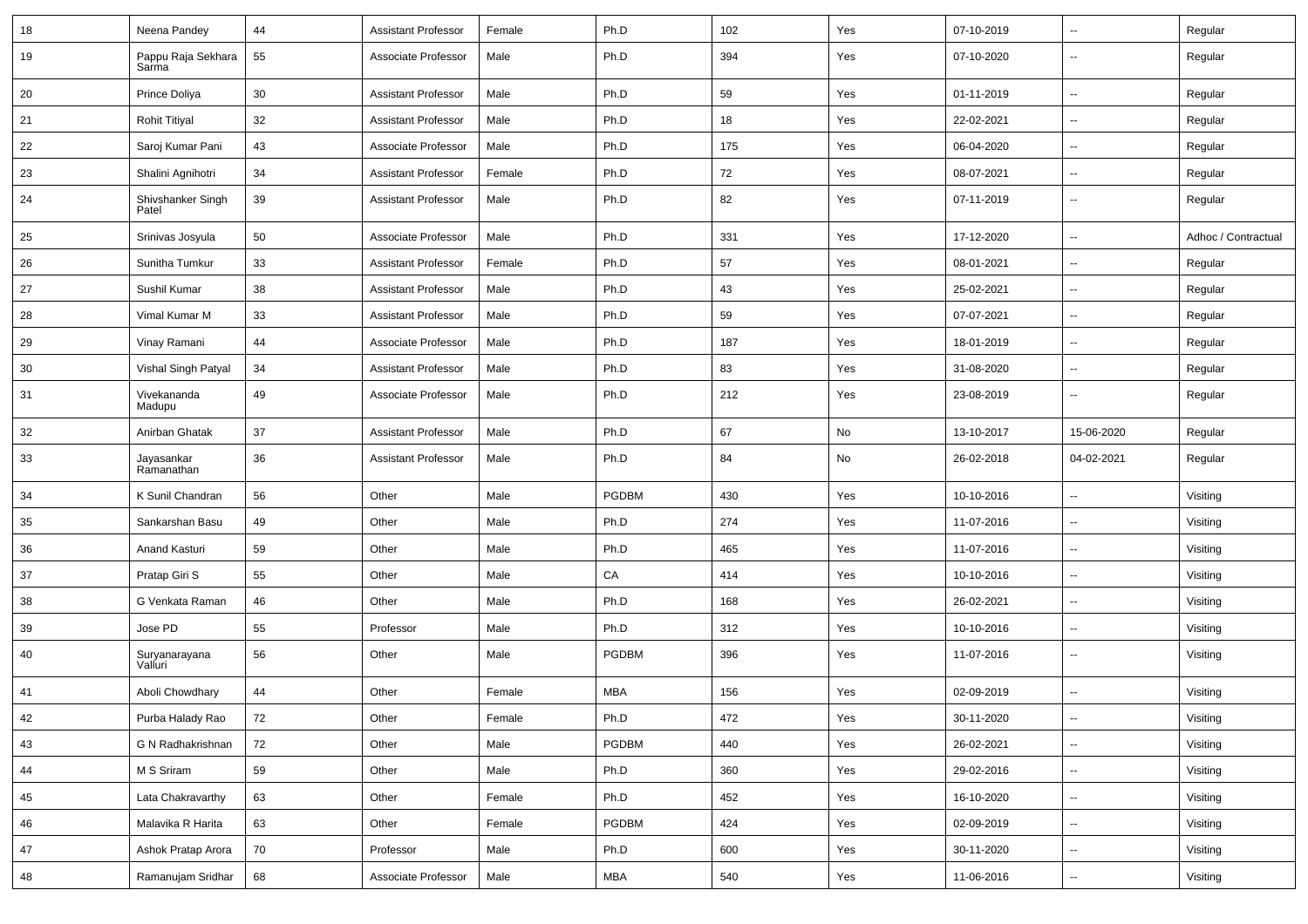| | | | | | | | | | | |
|---|---|---|---|---|---|---|---|---|---|---|
| 18 | Neena Pandey | 44 | Assistant Professor | Female | Ph.D | 102 | Yes | 07-10-2019 | -- | Regular |
| 19 | Pappu Raja Sekhara Sarma | 55 | Associate Professor | Male | Ph.D | 394 | Yes | 07-10-2020 | -- | Regular |
| 20 | Prince Doliya | 30 | Assistant Professor | Male | Ph.D | 59 | Yes | 01-11-2019 | -- | Regular |
| 21 | Rohit Titiyal | 32 | Assistant Professor | Male | Ph.D | 18 | Yes | 22-02-2021 | -- | Regular |
| 22 | Saroj Kumar Pani | 43 | Associate Professor | Male | Ph.D | 175 | Yes | 06-04-2020 | -- | Regular |
| 23 | Shalini Agnihotri | 34 | Assistant Professor | Female | Ph.D | 72 | Yes | 08-07-2021 | -- | Regular |
| 24 | Shivshanker Singh Patel | 39 | Assistant Professor | Male | Ph.D | 82 | Yes | 07-11-2019 | -- | Regular |
| 25 | Srinivas Josyula | 50 | Associate Professor | Male | Ph.D | 331 | Yes | 17-12-2020 | -- | Adhoc / Contractual |
| 26 | Sunitha Tumkur | 33 | Assistant Professor | Female | Ph.D | 57 | Yes | 08-01-2021 | -- | Regular |
| 27 | Sushil Kumar | 38 | Assistant Professor | Male | Ph.D | 43 | Yes | 25-02-2021 | -- | Regular |
| 28 | Vimal Kumar M | 33 | Assistant Professor | Male | Ph.D | 59 | Yes | 07-07-2021 | -- | Regular |
| 29 | Vinay Ramani | 44 | Associate Professor | Male | Ph.D | 187 | Yes | 18-01-2019 | -- | Regular |
| 30 | Vishal Singh Patyal | 34 | Assistant Professor | Male | Ph.D | 83 | Yes | 31-08-2020 | -- | Regular |
| 31 | Vivekananda Madupu | 49 | Associate Professor | Male | Ph.D | 212 | Yes | 23-08-2019 | -- | Regular |
| 32 | Anirban Ghatak | 37 | Assistant Professor | Male | Ph.D | 67 | No | 13-10-2017 | 15-06-2020 | Regular |
| 33 | Jayasankar Ramanathan | 36 | Assistant Professor | Male | Ph.D | 84 | No | 26-02-2018 | 04-02-2021 | Regular |
| 34 | K Sunil Chandran | 56 | Other | Male | PGDBM | 430 | Yes | 10-10-2016 | -- | Visiting |
| 35 | Sankarshan Basu | 49 | Other | Male | Ph.D | 274 | Yes | 11-07-2016 | -- | Visiting |
| 36 | Anand Kasturi | 59 | Other | Male | Ph.D | 465 | Yes | 11-07-2016 | -- | Visiting |
| 37 | Pratap Giri S | 55 | Other | Male | CA | 414 | Yes | 10-10-2016 | -- | Visiting |
| 38 | G Venkata Raman | 46 | Other | Male | Ph.D | 168 | Yes | 26-02-2021 | -- | Visiting |
| 39 | Jose PD | 55 | Professor | Male | Ph.D | 312 | Yes | 10-10-2016 | -- | Visiting |
| 40 | Suryanarayana Valluri | 56 | Other | Male | PGDBM | 396 | Yes | 11-07-2016 | -- | Visiting |
| 41 | Aboli Chowdhary | 44 | Other | Female | MBA | 156 | Yes | 02-09-2019 | -- | Visiting |
| 42 | Purba Halady Rao | 72 | Other | Female | Ph.D | 472 | Yes | 30-11-2020 | -- | Visiting |
| 43 | G N Radhakrishnan | 72 | Other | Male | PGDBM | 440 | Yes | 26-02-2021 | -- | Visiting |
| 44 | M S Sriram | 59 | Other | Male | Ph.D | 360 | Yes | 29-02-2016 | -- | Visiting |
| 45 | Lata Chakravarthy | 63 | Other | Female | Ph.D | 452 | Yes | 16-10-2020 | -- | Visiting |
| 46 | Malavika R Harita | 63 | Other | Female | PGDBM | 424 | Yes | 02-09-2019 | -- | Visiting |
| 47 | Ashok Pratap Arora | 70 | Professor | Male | Ph.D | 600 | Yes | 30-11-2020 | -- | Visiting |
| 48 | Ramanujam Sridhar | 68 | Associate Professor | Male | MBA | 540 | Yes | 11-06-2016 | -- | Visiting |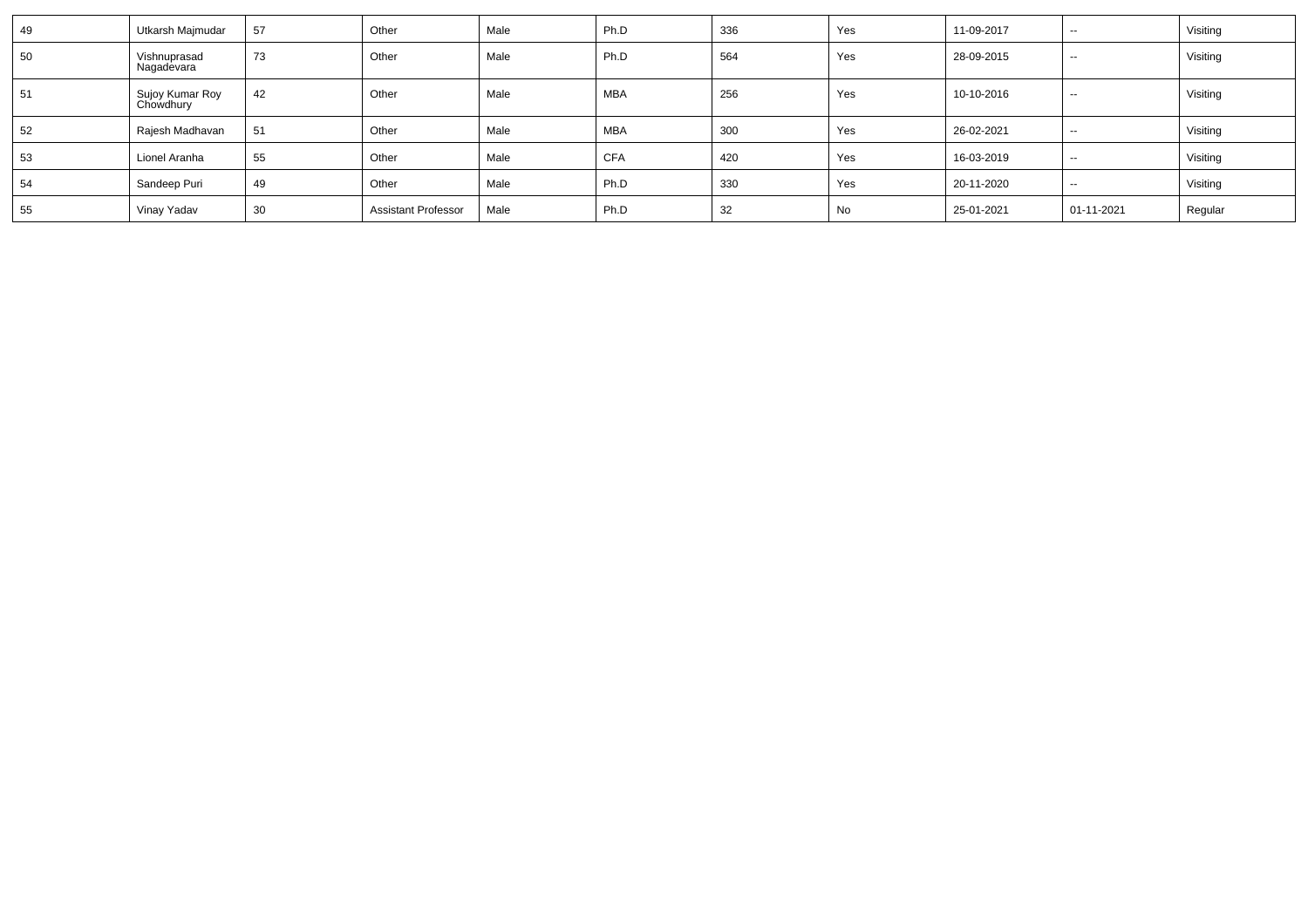| | | | | | | | | | | |
|---|---|---|---|---|---|---|---|---|---|---|
| 49 | Utkarsh Majmudar | 57 | Other | Male | Ph.D | 336 | Yes | 11-09-2017 | -- | Visiting |
| 50 | Vishnuprasad Nagadevara | 73 | Other | Male | Ph.D | 564 | Yes | 28-09-2015 | -- | Visiting |
| 51 | Sujoy Kumar Roy Chowdhury | 42 | Other | Male | MBA | 256 | Yes | 10-10-2016 | -- | Visiting |
| 52 | Rajesh Madhavan | 51 | Other | Male | MBA | 300 | Yes | 26-02-2021 | -- | Visiting |
| 53 | Lionel Aranha | 55 | Other | Male | CFA | 420 | Yes | 16-03-2019 | -- | Visiting |
| 54 | Sandeep Puri | 49 | Other | Male | Ph.D | 330 | Yes | 20-11-2020 | -- | Visiting |
| 55 | Vinay Yadav | 30 | Assistant Professor | Male | Ph.D | 32 | No | 25-01-2021 | 01-11-2021 | Regular |